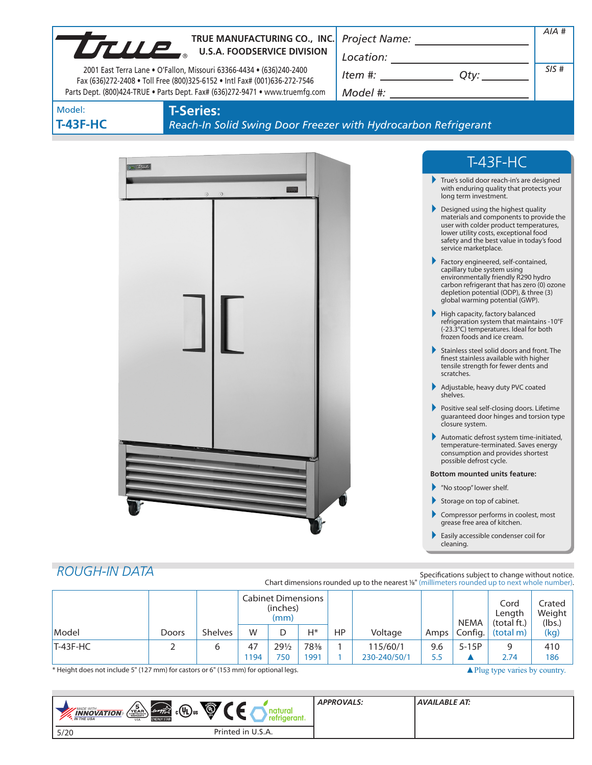TRUE MANUFACTURING CO., INC.
U.S.A. FOODSERVICE DIVISION

2001 East Terra Lane • O'Fallon, Missouri 63366-4434 • (636)240-2400
Fax (636)272-2408 • Toll Free (800)325-6152 • Intl Fax# (001)636-272-7546
Parts Dept. (800)424-TRUE • Parts Dept. Fax# (636)272-9471 • www.truemfg.com

Project Name: ______________________

Location: ______________________

Item #: ____________ Qty: ________

Model #: ______________________

AIA #

SIS #

Model:
**T-43F-HC**

# T-Series:

*Reach-In Solid Swing Door Freezer with Hydrocarbon Refrigerant*

## T-43F-HC

- True's solid door reach-in's are designed with enduring quality that protects your long term investment.
- Designed using the highest quality materials and components to provide the user with colder product temperatures, lower utility costs, exceptional food safety and the best value in today's food service marketplace.
- Factory engineered, self-contained, capillary tube system using environmentally friendly R290 hydro carbon refrigerant that has zero (0) ozone depletion potential (ODP), & three (3) global warming potential (GWP).
- High capacity, factory balanced refrigeration system that maintains -10°F (-23.3°C) temperatures. Ideal for both frozen foods and ice cream.
- Stainless steel solid doors and front. The finest stainless available with higher tensile strength for fewer dents and scratches.
- Adjustable, heavy duty PVC coated shelves.
- Positive seal self-closing doors. Lifetime guaranteed door hinges and torsion type closure system.
- Automatic defrost system time-initiated, temperature-terminated. Saves energy consumption and provides shortest possible defrost cycle.

**Bottom mounted units feature:**

- "No stoop" lower shelf.
- Storage on top of cabinet.
- Compressor performs in coolest, most grease free area of kitchen.
- Easily accessible condenser coil for cleaning.

## ROUGH-IN DATA

Specifications subject to change without notice.
Chart dimensions rounded up to the nearest ⅛" (millimeters rounded up to next whole number).

| Model | Doors | Shelves | Cabinet Dimensions (inches) (mm) W | D | H* | HP | Voltage | Amps | NEMA Config. | Cord Length (total ft.) (total m) | Crated Weight (lbs.) (kg) |
|---|---|---|---|---|---|---|---|---|---|---|---|
| T-43F-HC | 2 | 6 | 47<br>1194 | 29½<br>750 | 78⅜<br>1991 | 1<br>1 | 115/60/1<br>230-240/50/1 | 9.6<br>5.5 | 5-15P<br>▲ | 9<br>2.74 | 410<br>186 |

\* Height does not include 5" (127 mm) for castors or 6" (153 mm) for optional legs.

▲Plug type varies by country.

APPROVALS:

AVAILABLE AT:

5/20

Printed in U.S.A.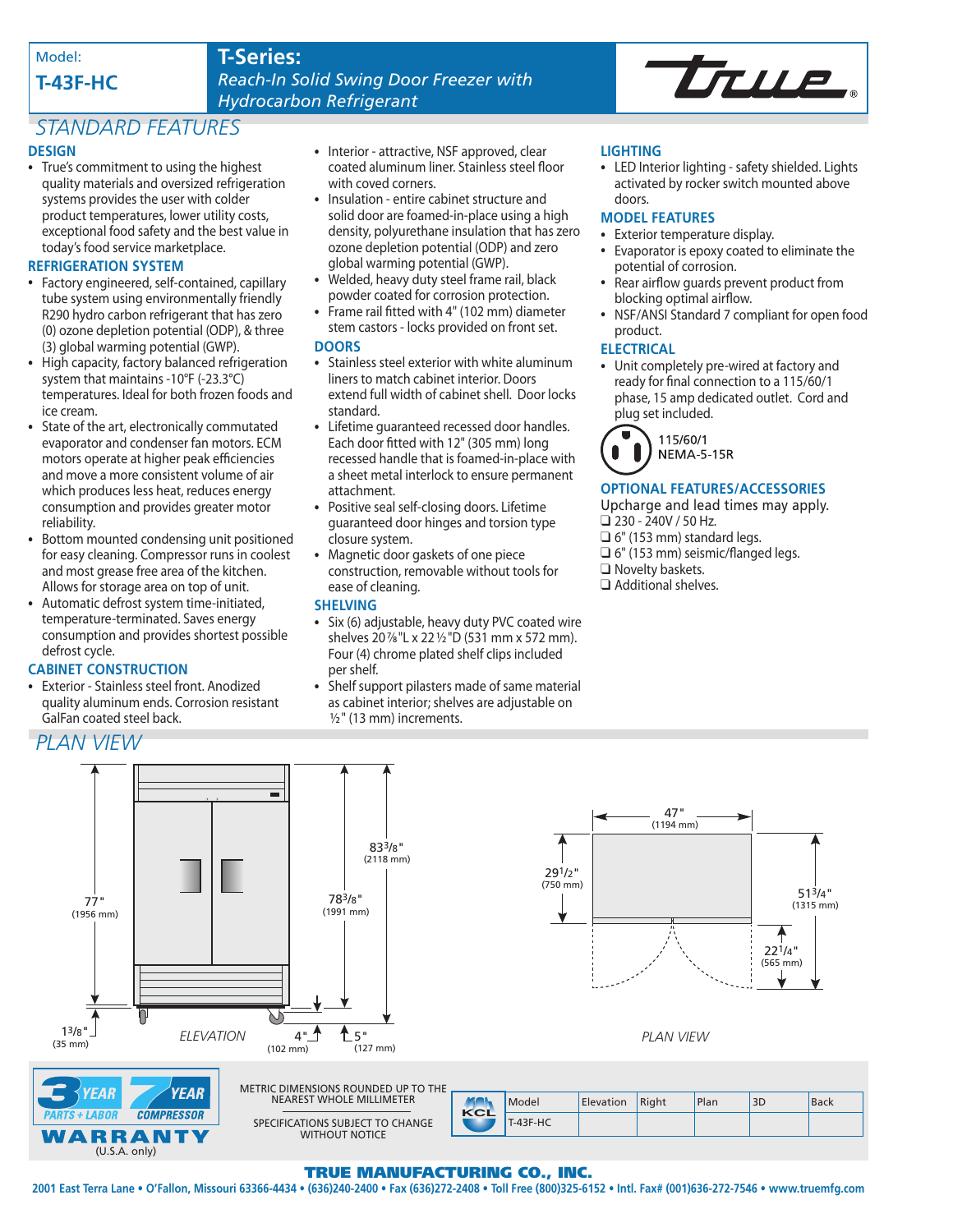Model:

**T-43F-HC**

## T-Series:

*Reach-In Solid Swing Door Freezer with Hydrocarbon Refrigerant*

# STANDARD FEATURES

### DESIGN

- True's commitment to using the highest quality materials and oversized refrigeration systems provides the user with colder product temperatures, lower utility costs, exceptional food safety and the best value in today's food service marketplace.

### REFRIGERATION SYSTEM

- Factory engineered, self-contained, capillary tube system using environmentally friendly R290 hydro carbon refrigerant that has zero (0) ozone depletion potential (ODP), & three (3) global warming potential (GWP).
- High capacity, factory balanced refrigeration system that maintains -10°F (-23.3°C) temperatures. Ideal for both frozen foods and ice cream.
- State of the art, electronically commutated evaporator and condenser fan motors. ECM motors operate at higher peak efficiencies and move a more consistent volume of air which produces less heat, reduces energy consumption and provides greater motor reliability.
- Bottom mounted condensing unit positioned for easy cleaning. Compressor runs in coolest and most grease free area of the kitchen. Allows for storage area on top of unit.
- Automatic defrost system time-initiated, temperature-terminated. Saves energy consumption and provides shortest possible defrost cycle.

### CABINET CONSTRUCTION

- Exterior - Stainless steel front. Anodized quality aluminum ends. Corrosion resistant GalFan coated steel back.
- Interior - attractive, NSF approved, clear coated aluminum liner. Stainless steel floor with coved corners.
- Insulation - entire cabinet structure and solid door are foamed-in-place using a high density, polyurethane insulation that has zero ozone depletion potential (ODP) and zero global warming potential (GWP).
- Welded, heavy duty steel frame rail, black powder coated for corrosion protection.
- Frame rail fitted with 4" (102 mm) diameter stem castors - locks provided on front set.

### DOORS

- Stainless steel exterior with white aluminum liners to match cabinet interior. Doors extend full width of cabinet shell. Door locks standard.
- Lifetime guaranteed recessed door handles. Each door fitted with 12" (305 mm) long recessed handle that is foamed-in-place with a sheet metal interlock to ensure permanent attachment.
- Positive seal self-closing doors. Lifetime guaranteed door hinges and torsion type closure system.
- Magnetic door gaskets of one piece construction, removable without tools for ease of cleaning.

### SHELVING

- Six (6) adjustable, heavy duty PVC coated wire shelves 20⅞"L x 22½"D (531 mm x 572 mm). Four (4) chrome plated shelf clips included per shelf.
- Shelf support pilasters made of same material as cabinet interior; shelves are adjustable on ½" (13 mm) increments.

### LIGHTING

- LED Interior lighting - safety shielded. Lights activated by rocker switch mounted above doors.

### MODEL FEATURES

- Exterior temperature display.
- Evaporator is epoxy coated to eliminate the potential of corrosion.
- Rear airflow guards prevent product from blocking optimal airflow.
- NSF/ANSI Standard 7 compliant for open food product.

### ELECTRICAL

- Unit completely pre-wired at factory and ready for final connection to a 115/60/1 phase, 15 amp dedicated outlet. Cord and plug set included.

115/60/1
NEMA-5-15R

### OPTIONAL FEATURES/ACCESSORIES

Upcharge and lead times may apply.

- ❑ 230 - 240V / 50 Hz.
- ❑ 6" (153 mm) standard legs.
- ❑ 6" (153 mm) seismic/flanged legs.
- ❑ Novelty baskets.
- ❑ Additional shelves.

# PLAN VIEW

ELEVATION

77" (1956 mm)
83⅜" (2118 mm)
78⅜" (1991 mm)
1⅜" (35 mm)
4" (102 mm)
5" (127 mm)

PLAN VIEW

47" (1194 mm)
29½" (750 mm)
51¾" (1315 mm)
22¼" (565 mm)

3 YEAR PARTS + LABOR
7 YEAR COMPRESSOR
WARRANTY
(U.S.A. only)

METRIC DIMENSIONS ROUNDED UP TO THE NEAREST WHOLE MILLIMETER

SPECIFICATIONS SUBJECT TO CHANGE WITHOUT NOTICE

KCL

| Model | Elevation | Right | Plan | 3D | Back |
|---|---|---|---|---|---|
| T-43F-HC | | | | | |

**TRUE MANUFACTURING CO., INC.**

2001 East Terra Lane • O'Fallon, Missouri 63366-4434 • (636)240-2400 • Fax (636)272-2408 • Toll Free (800)325-6152 • Intl. Fax# (001)636-272-7546 • www.truemfg.com